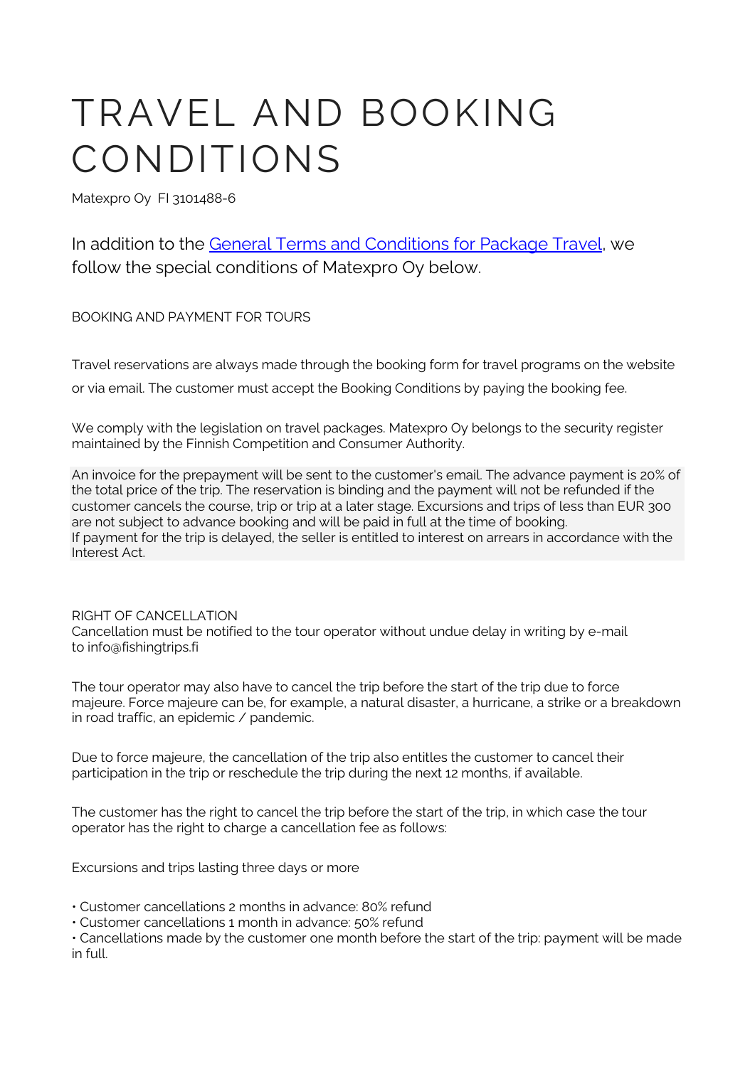# TRAVEL AND BOOKING CONDITIONS

Matexpro Oy FI 3101488-6

In addition to the [General Terms and Conditions for Package Travel](), we follow the special conditions of Matexpro Oy below.

BOOKING AND PAYMENT FOR TOURS

Travel reservations are always made through the booking form for travel programs on the website or via email. The customer must accept the Booking Conditions by paying the booking fee.

We comply with the legislation on travel packages. Matexpro Oy belongs to the security register maintained by the Finnish Competition and Consumer Authority.

An invoice for the prepayment will be sent to the customer's email. The advance payment is 20% of the total price of the trip. The reservation is binding and the payment will not be refunded if the customer cancels the course, trip or trip at a later stage. Excursions and trips of less than EUR 300 are not subject to advance booking and will be paid in full at the time of booking.
If payment for the trip is delayed, the seller is entitled to interest on arrears in accordance with the Interest Act.

RIGHT OF CANCELLATION
Cancellation must be notified to the tour operator without undue delay in writing by e-mail to info@fishingtrips.fi

The tour operator may also have to cancel the trip before the start of the trip due to force majeure. Force majeure can be, for example, a natural disaster, a hurricane, a strike or a breakdown in road traffic, an epidemic / pandemic.

Due to force majeure, the cancellation of the trip also entitles the customer to cancel their participation in the trip or reschedule the trip during the next 12 months, if available.

The customer has the right to cancel the trip before the start of the trip, in which case the tour operator has the right to charge a cancellation fee as follows:

Excursions and trips lasting three days or more

- Customer cancellations 2 months in advance: 80% refund
- Customer cancellations 1 month in advance: 50% refund
- Cancellations made by the customer one month before the start of the trip: payment will be made in full.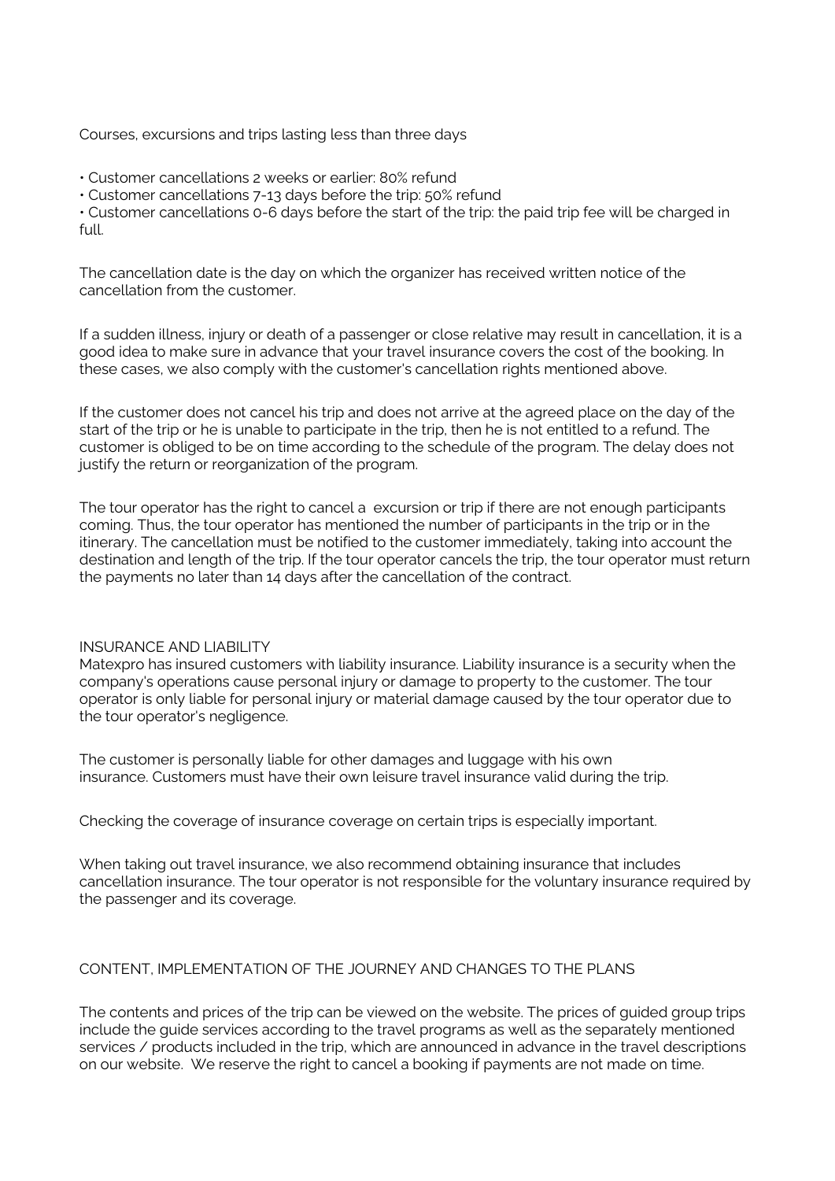Courses, excursions and trips lasting less than three days

- Customer cancellations 2 weeks or earlier: 80% refund
- Customer cancellations 7-13 days before the trip: 50% refund
- Customer cancellations 0-6 days before the start of the trip: the paid trip fee will be charged in full.

The cancellation date is the day on which the organizer has received written notice of the cancellation from the customer.

If a sudden illness, injury or death of a passenger or close relative may result in cancellation, it is a good idea to make sure in advance that your travel insurance covers the cost of the booking. In these cases, we also comply with the customer's cancellation rights mentioned above.

If the customer does not cancel his trip and does not arrive at the agreed place on the day of the start of the trip or he is unable to participate in the trip, then he is not entitled to a refund. The customer is obliged to be on time according to the schedule of the program. The delay does not justify the return or reorganization of the program.

The tour operator has the right to cancel a excursion or trip if there are not enough participants coming. Thus, the tour operator has mentioned the number of participants in the trip or in the itinerary. The cancellation must be notified to the customer immediately, taking into account the destination and length of the trip. If the tour operator cancels the trip, the tour operator must return the payments no later than 14 days after the cancellation of the contract.

## INSURANCE AND LIABILITY

Matexpro has insured customers with liability insurance. Liability insurance is a security when the company's operations cause personal injury or damage to property to the customer. The tour operator is only liable for personal injury or material damage caused by the tour operator due to the tour operator's negligence.

The customer is personally liable for other damages and luggage with his own insurance. Customers must have their own leisure travel insurance valid during the trip.

Checking the coverage of insurance coverage on certain trips is especially important.

When taking out travel insurance, we also recommend obtaining insurance that includes cancellation insurance. The tour operator is not responsible for the voluntary insurance required by the passenger and its coverage.

## CONTENT, IMPLEMENTATION OF THE JOURNEY AND CHANGES TO THE PLANS

The contents and prices of the trip can be viewed on the website. The prices of guided group trips include the guide services according to the travel programs as well as the separately mentioned services / products included in the trip, which are announced in advance in the travel descriptions on our website. We reserve the right to cancel a booking if payments are not made on time.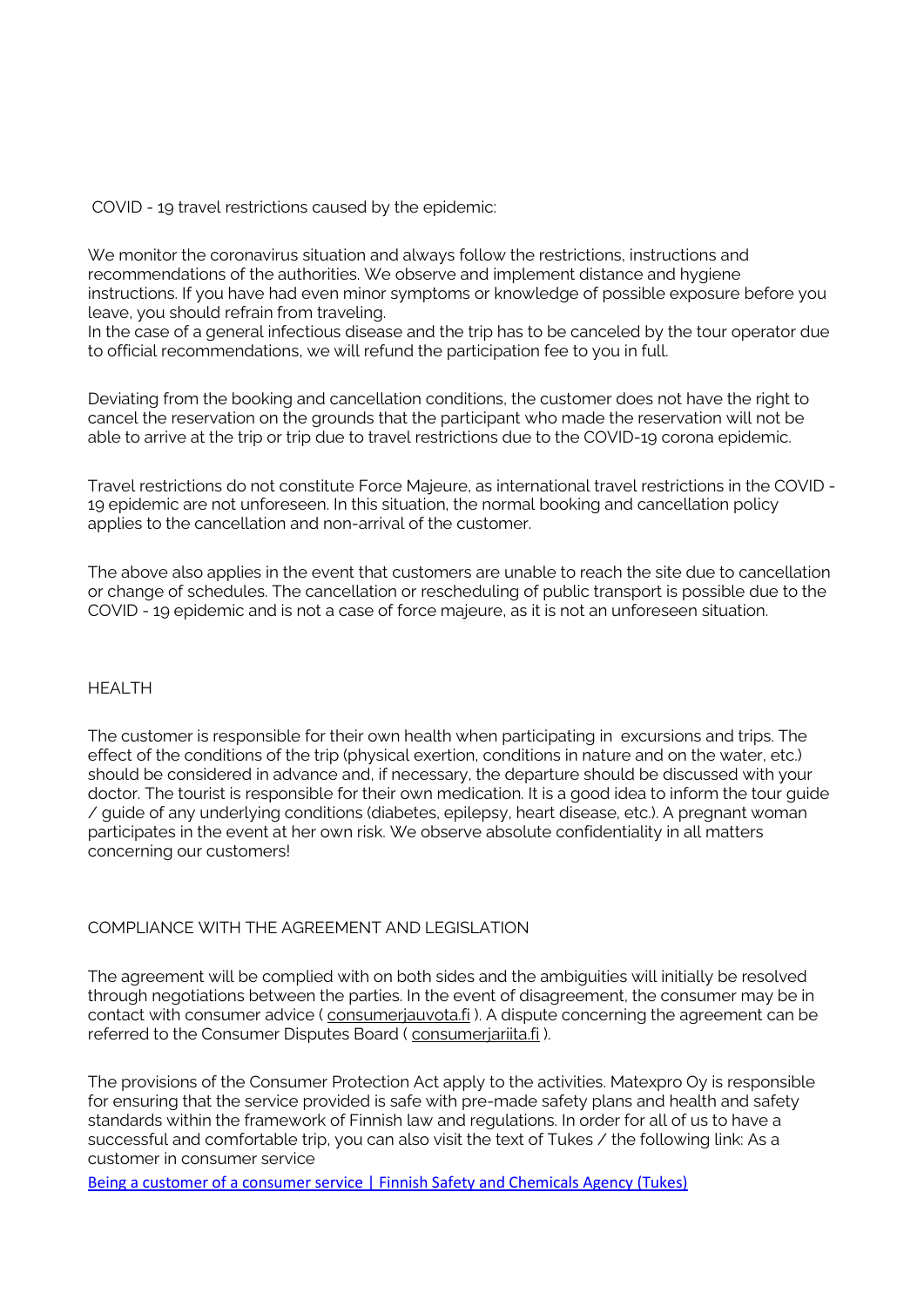COVID - 19 travel restrictions caused by the epidemic:

We monitor the coronavirus situation and always follow the restrictions, instructions and recommendations of the authorities. We observe and implement distance and hygiene instructions. If you have had even minor symptoms or knowledge of possible exposure before you leave, you should refrain from traveling.
In the case of a general infectious disease and the trip has to be canceled by the tour operator due to official recommendations, we will refund the participation fee to you in full.

Deviating from the booking and cancellation conditions, the customer does not have the right to cancel the reservation on the grounds that the participant who made the reservation will not be able to arrive at the trip or trip due to travel restrictions due to the COVID-19 corona epidemic.

Travel restrictions do not constitute Force Majeure, as international travel restrictions in the COVID - 19 epidemic are not unforeseen. In this situation, the normal booking and cancellation policy applies to the cancellation and non-arrival of the customer.

The above also applies in the event that customers are unable to reach the site due to cancellation or change of schedules. The cancellation or rescheduling of public transport is possible due to the COVID - 19 epidemic and is not a case of force majeure, as it is not an unforeseen situation.

## HEALTH

The customer is responsible for their own health when participating in excursions and trips. The effect of the conditions of the trip (physical exertion, conditions in nature and on the water, etc.) should be considered in advance and, if necessary, the departure should be discussed with your doctor. The tourist is responsible for their own medication. It is a good idea to inform the tour guide / guide of any underlying conditions (diabetes, epilepsy, heart disease, etc.). A pregnant woman participates in the event at her own risk. We observe absolute confidentiality in all matters concerning our customers!

## COMPLIANCE WITH THE AGREEMENT AND LEGISLATION

The agreement will be complied with on both sides and the ambiguities will initially be resolved through negotiations between the parties. In the event of disagreement, the consumer may be in contact with consumer advice ( consumerjauvota.fi ). A dispute concerning the agreement can be referred to the Consumer Disputes Board ( consumerjariita.fi ).

The provisions of the Consumer Protection Act apply to the activities. Matexpro Oy is responsible for ensuring that the service provided is safe with pre-made safety plans and health and safety standards within the framework of Finnish law and regulations. In order for all of us to have a successful and comfortable trip, you can also visit the text of Tukes / the following link: As a customer in consumer service

Being a customer of a consumer service | Finnish Safety and Chemicals Agency (Tukes)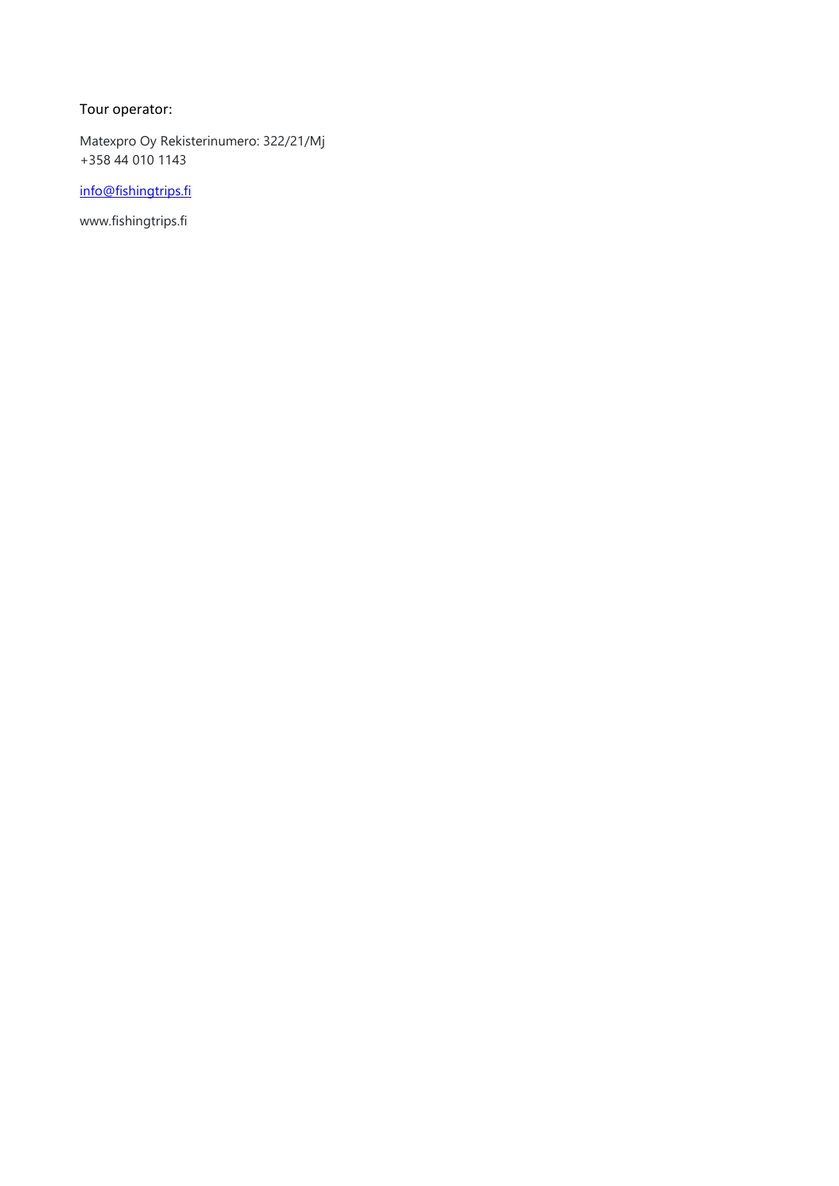Tour operator:

Matexpro Oy Rekisterinumero: 322/21/Mj
+358 44 010 1143

info@fishingtrips.fi

www.fishingtrips.fi